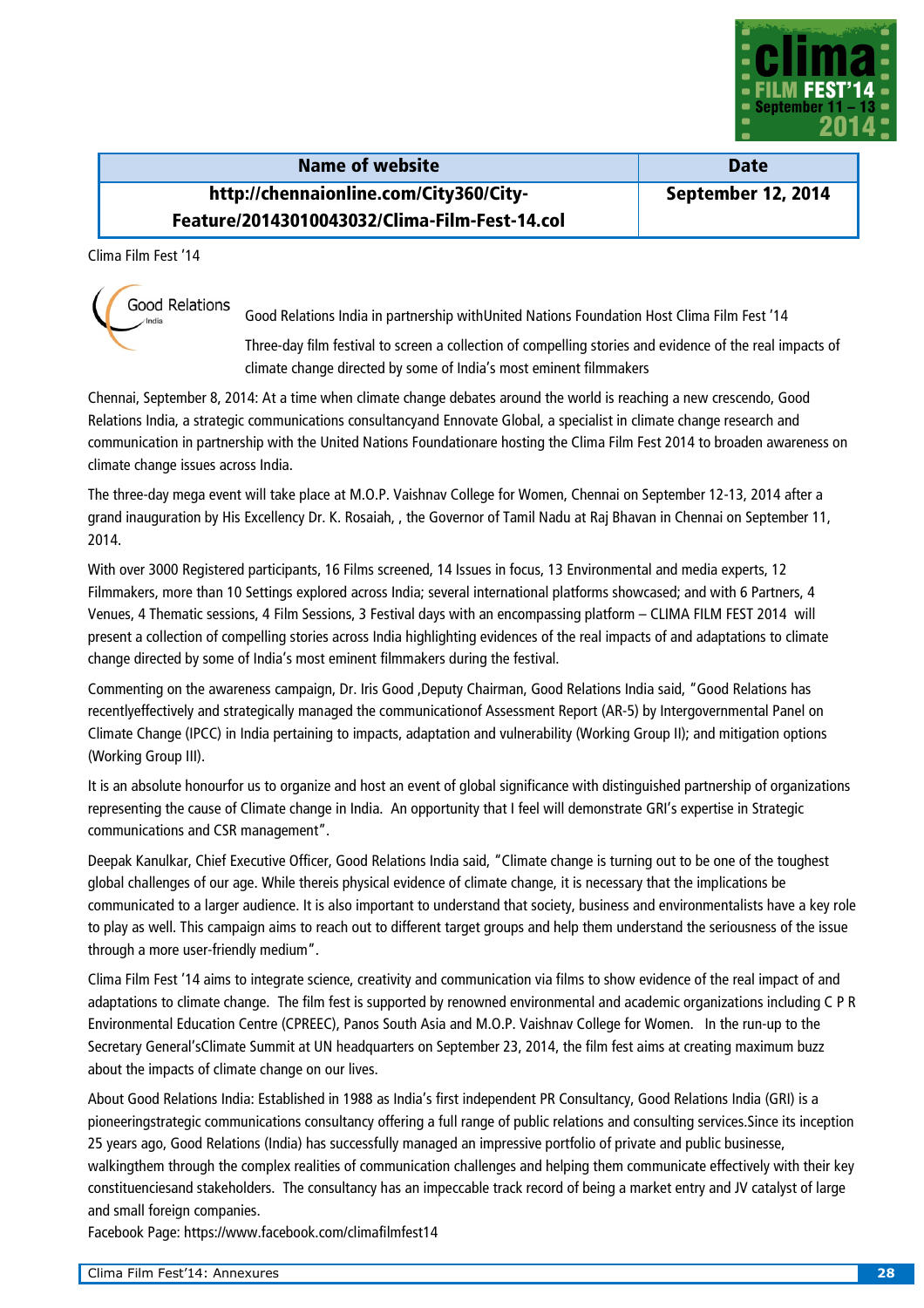| Name of website | Date |
|---|---|
| http://chennaionline.com/City360/City-Feature/20143010043032/Clima-Film-Fest-14.col | September 12, 2014 |

Clima Film Fest '14

Good Relations India in partnership withUnited Nations Foundation Host Clima Film Fest '14

Three-day film festival to screen a collection of compelling stories and evidence of the real impacts of climate change directed by some of India's most eminent filmmakers

Chennai, September 8, 2014: At a time when climate change debates around the world is reaching a new crescendo, Good Relations India, a strategic communications consultancyand Ennovate Global, a specialist in climate change research and communication in partnership with the United Nations Foundationare hosting the Clima Film Fest 2014 to broaden awareness on climate change issues across India.

The three-day mega event will take place at M.O.P. Vaishnav College for Women, Chennai on September 12-13, 2014 after a grand inauguration by His Excellency Dr. K. Rosaiah, , the Governor of Tamil Nadu at Raj Bhavan in Chennai on September 11, 2014.

With over 3000 Registered participants, 16 Films screened, 14 Issues in focus, 13 Environmental and media experts, 12 Filmmakers, more than 10 Settings explored across India; several international platforms showcased; and with 6 Partners, 4 Venues, 4 Thematic sessions, 4 Film Sessions, 3 Festival days with an encompassing platform – CLIMA FILM FEST 2014 will present a collection of compelling stories across India highlighting evidences of the real impacts of and adaptations to climate change directed by some of India's most eminent filmmakers during the festival.

Commenting on the awareness campaign, Dr. Iris Good ,Deputy Chairman, Good Relations India said, "Good Relations has recentlyeffectively and strategically managed the communicationof Assessment Report (AR-5) by Intergovernmental Panel on Climate Change (IPCC) in India pertaining to impacts, adaptation and vulnerability (Working Group II); and mitigation options (Working Group III).

It is an absolute honourfor us to organize and host an event of global significance with distinguished partnership of organizations representing the cause of Climate change in India. An opportunity that I feel will demonstrate GRI's expertise in Strategic communications and CSR management".

Deepak Kanulkar, Chief Executive Officer, Good Relations India said, "Climate change is turning out to be one of the toughest global challenges of our age. While thereis physical evidence of climate change, it is necessary that the implications be communicated to a larger audience. It is also important to understand that society, business and environmentalists have a key role to play as well. This campaign aims to reach out to different target groups and help them understand the seriousness of the issue through a more user-friendly medium".

Clima Film Fest '14 aims to integrate science, creativity and communication via films to show evidence of the real impact of and adaptations to climate change. The film fest is supported by renowned environmental and academic organizations including C P R Environmental Education Centre (CPREEC), Panos South Asia and M.O.P. Vaishnav College for Women. In the run-up to the Secretary General'sClimate Summit at UN headquarters on September 23, 2014, the film fest aims at creating maximum buzz about the impacts of climate change on our lives.

About Good Relations India: Established in 1988 as India's first independent PR Consultancy, Good Relations India (GRI) is a pioneeringstrategic communications consultancy offering a full range of public relations and consulting services.Since its inception 25 years ago, Good Relations (India) has successfully managed an impressive portfolio of private and public businesse, walkingthem through the complex realities of communication challenges and helping them communicate effectively with their key constituenciesand stakeholders. The consultancy has an impeccable track record of being a market entry and JV catalyst of large and small foreign companies.

Facebook Page: https://www.facebook.com/climafilmfest14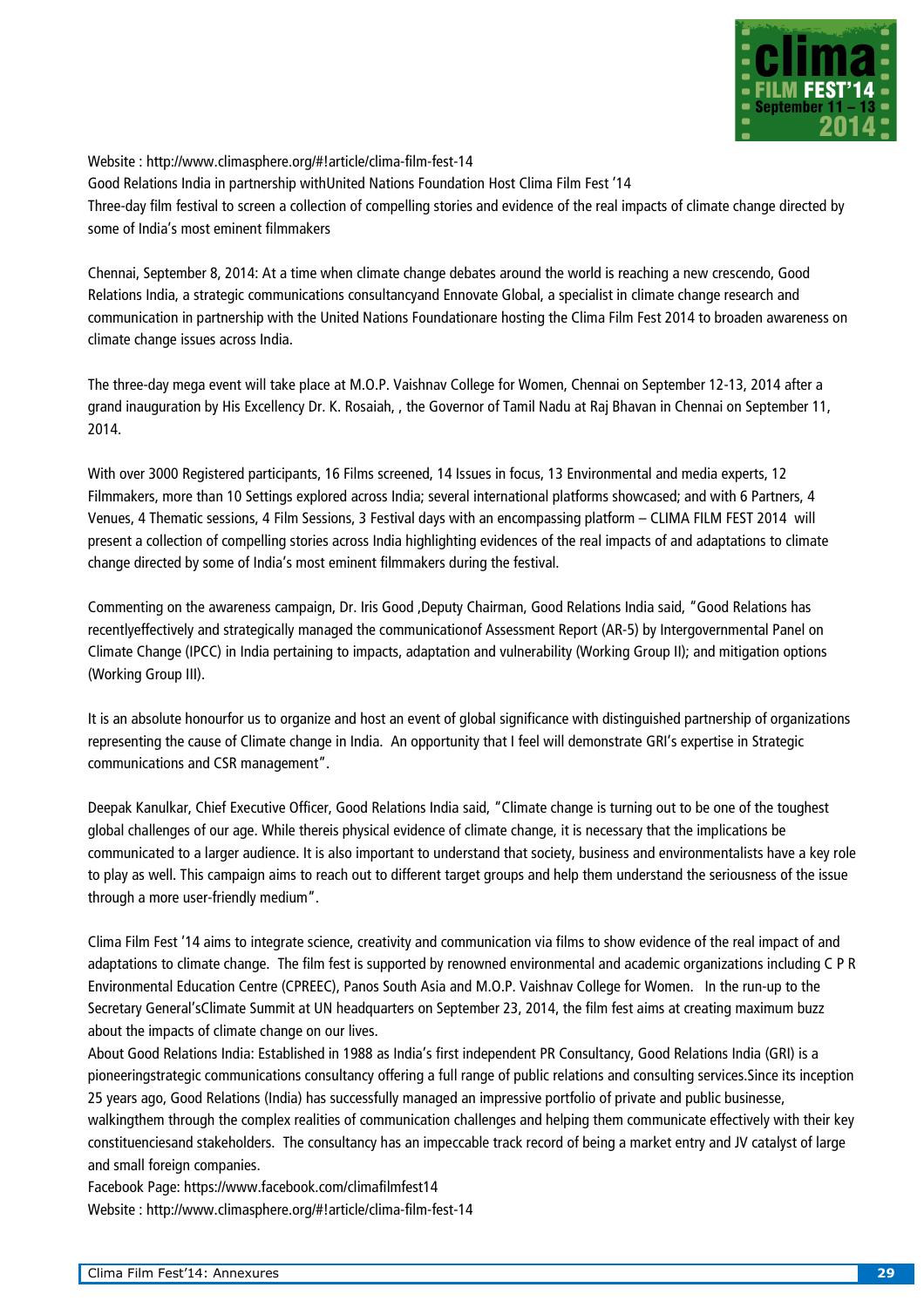Website : http://www.climasphere.org/#!article/clima-film-fest-14

Good Relations India in partnership withUnited Nations Foundation Host Clima Film Fest '14

Three-day film festival to screen a collection of compelling stories and evidence of the real impacts of climate change directed by some of India's most eminent filmmakers

Chennai, September 8, 2014: At a time when climate change debates around the world is reaching a new crescendo, Good Relations India, a strategic communications consultancyand Ennovate Global, a specialist in climate change research and communication in partnership with the United Nations Foundationare hosting the Clima Film Fest 2014 to broaden awareness on climate change issues across India.

The three-day mega event will take place at M.O.P. Vaishnav College for Women, Chennai on September 12-13, 2014 after a grand inauguration by His Excellency Dr. K. Rosaiah, , the Governor of Tamil Nadu at Raj Bhavan in Chennai on September 11, 2014.

With over 3000 Registered participants, 16 Films screened, 14 Issues in focus, 13 Environmental and media experts, 12 Filmmakers, more than 10 Settings explored across India; several international platforms showcased; and with 6 Partners, 4 Venues, 4 Thematic sessions, 4 Film Sessions, 3 Festival days with an encompassing platform – CLIMA FILM FEST 2014 will present a collection of compelling stories across India highlighting evidences of the real impacts of and adaptations to climate change directed by some of India's most eminent filmmakers during the festival.

Commenting on the awareness campaign, Dr. Iris Good ,Deputy Chairman, Good Relations India said, "Good Relations has recentlyeffectively and strategically managed the communicationof Assessment Report (AR-5) by Intergovernmental Panel on Climate Change (IPCC) in India pertaining to impacts, adaptation and vulnerability (Working Group II); and mitigation options (Working Group III).

It is an absolute honourfor us to organize and host an event of global significance with distinguished partnership of organizations representing the cause of Climate change in India. An opportunity that I feel will demonstrate GRI's expertise in Strategic communications and CSR management".

Deepak Kanulkar, Chief Executive Officer, Good Relations India said, "Climate change is turning out to be one of the toughest global challenges of our age. While thereis physical evidence of climate change, it is necessary that the implications be communicated to a larger audience. It is also important to understand that society, business and environmentalists have a key role to play as well. This campaign aims to reach out to different target groups and help them understand the seriousness of the issue through a more user-friendly medium".

Clima Film Fest '14 aims to integrate science, creativity and communication via films to show evidence of the real impact of and adaptations to climate change. The film fest is supported by renowned environmental and academic organizations including C P R Environmental Education Centre (CPREEC), Panos South Asia and M.O.P. Vaishnav College for Women. In the run-up to the Secretary General'sClimate Summit at UN headquarters on September 23, 2014, the film fest aims at creating maximum buzz about the impacts of climate change on our lives.

About Good Relations India: Established in 1988 as India's first independent PR Consultancy, Good Relations India (GRI) is a pioneeringstrategic communications consultancy offering a full range of public relations and consulting services.Since its inception 25 years ago, Good Relations (India) has successfully managed an impressive portfolio of private and public businesse, walkingthem through the complex realities of communication challenges and helping them communicate effectively with their key constituenciesand stakeholders. The consultancy has an impeccable track record of being a market entry and JV catalyst of large and small foreign companies.

Facebook Page: https://www.facebook.com/climafilmfest14

Website : http://www.climasphere.org/#!article/clima-film-fest-14